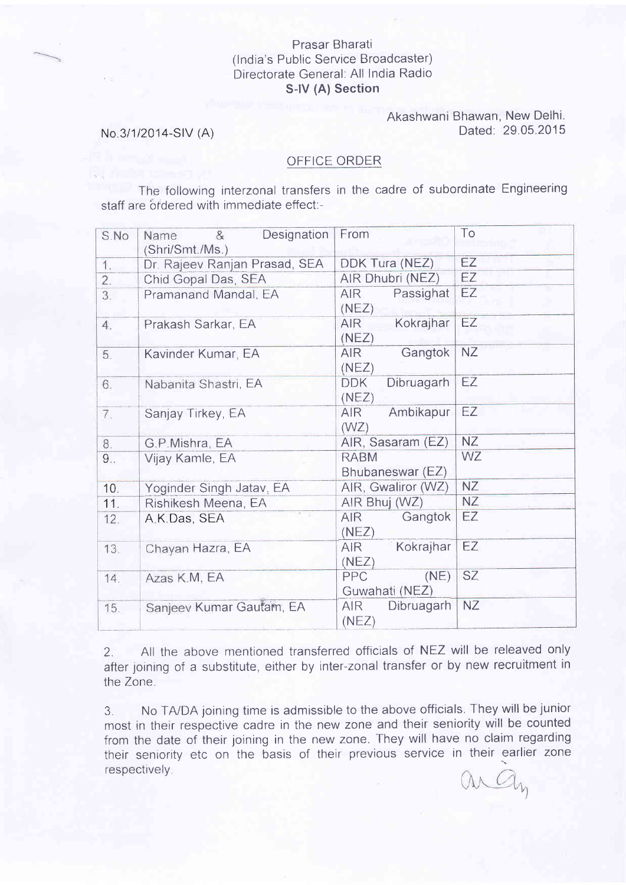Prasar Bharati
(India's Public Service Broadcaster)
Directorate General: All India Radio
**S-IV (A) Section**

No.3/1/2014-SIV (A)

Akashwani Bhawan, New Delhi.
Dated: 29.05.2015

## OFFICE ORDER

The following interzonal transfers in the cadre of subordinate Engineering staff are ordered with immediate effect:-

| S.No | Name & Designation (Shri/Smt./Ms.) | From | To |
|---|---|---|---|
| 1. | Dr. Rajeev Ranjan Prasad, SEA | DDK Tura (NEZ) | EZ |
| 2. | Chid Gopal Das, SEA | AIR Dhubri (NEZ) | EZ |
| 3. | Pramanand Mandal, EA | AIR Passighat (NEZ) | EZ |
| 4. | Prakash Sarkar, EA | AIR Kokrajhar (NEZ) | EZ |
| 5. | Kavinder Kumar, EA | AIR Gangtok (NEZ) | NZ |
| 6. | Nabanita Shastri, EA | DDK Dibruagarh (NEZ) | EZ |
| 7. | Sanjay Tirkey, EA | AIR Ambikapur (WZ) | EZ |
| 8. | G.P.Mishra, EA | AIR, Sasaram (EZ) | NZ |
| 9.. | Vijay Kamle, EA | RABM Bhubaneswar (EZ) | WZ |
| 10. | Yoginder Singh Jatav, EA | AIR, Gwaliror (WZ) | NZ |
| 11. | Rishikesh Meena, EA | AIR Bhuj (WZ) | NZ |
| 12. | A.K.Das, SEA | AIR Gangtok (NEZ) | EZ |
| 13. | Chayan Hazra, EA | AIR Kokrajhar (NEZ) | EZ |
| 14. | Azas K.M, EA | PPC (NE) Guwahati (NEZ) | SZ |
| 15. | Sanjeev Kumar Gautam, EA | AIR Dibruagarh (NEZ) | NZ |

2. All the above mentioned transferred officials of NEZ will be releaved only after joining of a substitute, either by inter-zonal transfer or by new recruitment in the Zone.

3. No TA/DA joining time is admissible to the above officials. They will be junior most in their respective cadre in the new zone and their seniority will be counted from the date of their joining in the new zone. They will have no claim regarding their seniority etc on the basis of their previous service in their earlier zone respectively.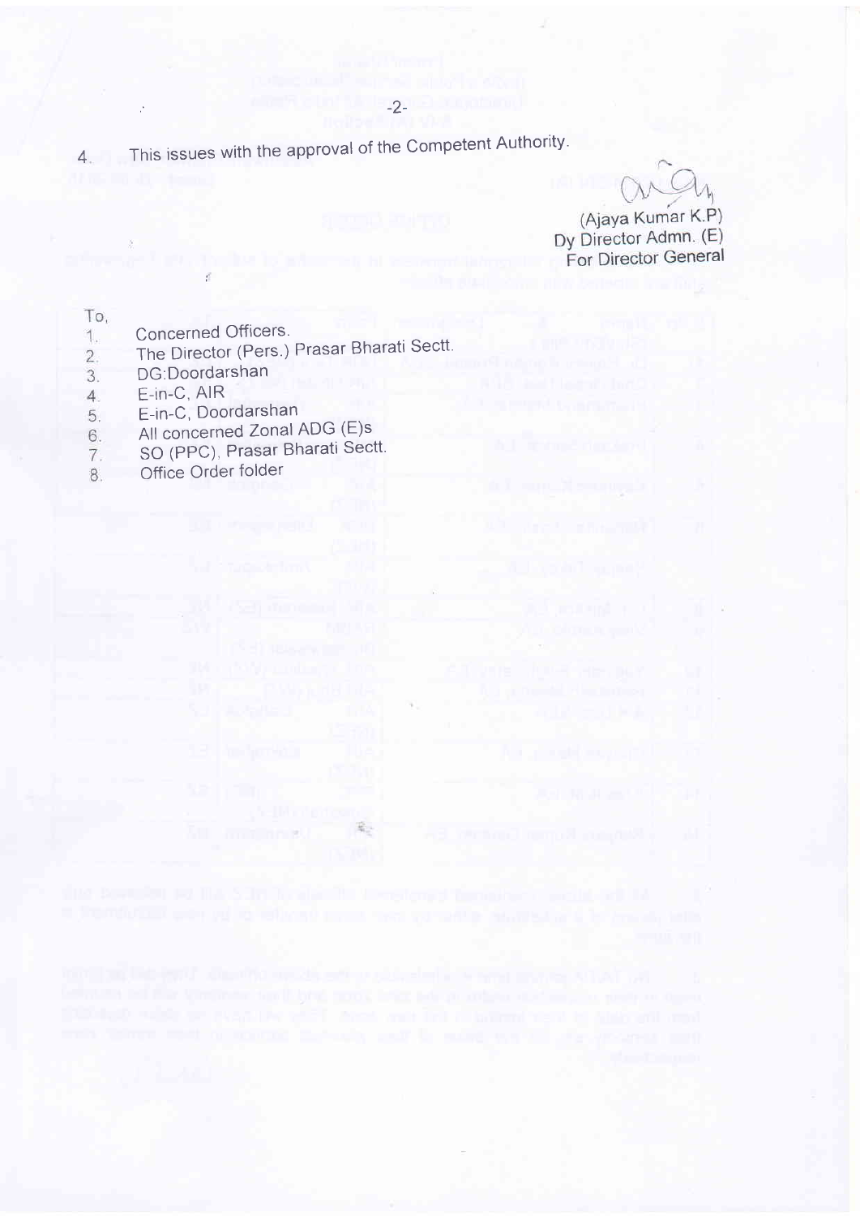4. This issues with the approval of the Competent Authority.

(Ajaya Kumar K.P)
Dy Director Admn. (E)
For Director General

To,

1. Concerned Officers.
2. The Director (Pers.) Prasar Bharati Sectt.
3. DG:Doordarshan
4. E-in-C, AIR
5. E-in-C, Doordarshan
6. All concerned Zonal ADG (E)s
7. SO (PPC), Prasar Bharati Sectt.
8. Office Order folder